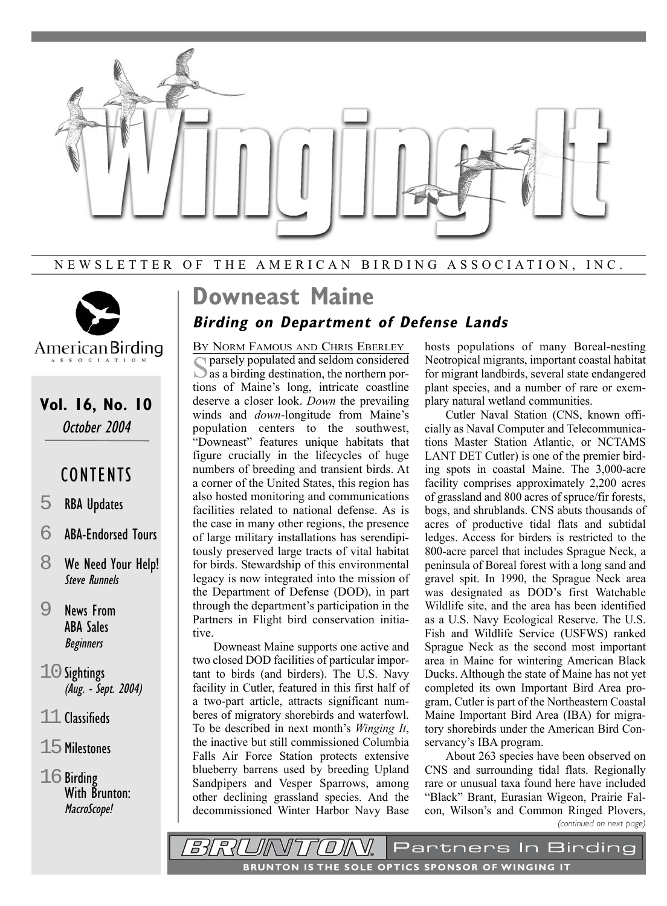# Winging It

NEWSLETTER OF THE AMERICAN BIRDING ASSOCIATION, INC.

American Birding Association

**Vol. 16, No. 10**
*October 2004*

## CONTENTS

- 5 RBA Updates
- 6 ABA-Endorsed Tours
- 8 We Need Your Help! *Steve Runnels*
- 9 News From ABA Sales *Beginners*
- 10 Sightings *(Aug. - Sept. 2004)*
- 11 Classifieds
- 15 Milestones
- 16 Birding With Brunton: *MacroScope!*

# Downeast Maine

## *Birding on Department of Defense Lands*

BY NORM FAMOUS AND CHRIS EBERLEY

Sparsely populated and seldom considered as a birding destination, the northern portions of Maine's long, intricate coastline deserve a closer look. *Down* the prevailing winds and *down*-longitude from Maine's population centers to the southwest, "Downeast" features unique habitats that figure crucially in the lifecycles of huge numbers of breeding and transient birds. At a corner of the United States, this region has also hosted monitoring and communications facilities related to national defense. As is the case in many other regions, the presence of large military installations has serendipitously preserved large tracts of vital habitat for birds. Stewardship of this environmental legacy is now integrated into the mission of the Department of Defense (DOD), in part through the department's participation in the Partners in Flight bird conservation initiative.

Downeast Maine supports one active and two closed DOD facilities of particular importance to birds (and birders). The U.S. Navy facility in Cutler, featured in this first half of a two-part article, attracts significant numbers of migratory shorebirds and waterfowl. To be described in next month's *Winging It*, the inactive but still commissioned Columbia Falls Air Force Station protects extensive blueberry barrens used by breeding Upland Sandpipers and Vesper Sparrows, among other declining grassland species. And the decommissioned Winter Harbor Navy Base hosts populations of many Boreal-nesting Neotropical migrants, important coastal habitat for migrant landbirds, several state endangered plant species, and a number of rare or exemplary natural wetland communities.

Cutler Naval Station (CNS, known officially as Naval Computer and Telecommunications Master Station Atlantic, or NCTAMS LANT DET Cutler) is one of the premier birding spots in coastal Maine. The 3,000-acre facility comprises approximately 2,200 acres of grassland and 800 acres of spruce/fir forests, bogs, and shrublands. CNS abuts thousands of acres of productive tidal flats and subtidal ledges. Access for birders is restricted to the 800-acre parcel that includes Sprague Neck, a peninsula of Boreal forest with a long sand and gravel spit. In 1990, the Sprague Neck area was designated as DOD's first Watchable Wildlife site, and the area has been identified as a U.S. Navy Ecological Reserve. The U.S. Fish and Wildlife Service (USFWS) ranked Sprague Neck as the second most important area in Maine for wintering American Black Ducks. Although the state of Maine has not yet completed its own Important Bird Area program, Cutler is part of the Northeastern Coastal Maine Important Bird Area (IBA) for migratory shorebirds under the American Bird Conservancy's IBA program.

About 263 species have been observed on CNS and surrounding tidal flats. Regionally rare or unusual taxa found here have included "Black" Brant, Eurasian Wigeon, Prairie Falcon, Wilson's and Common Ringed Plovers,

*(continued on next page)*

BRUNTON Partners In Birding

BRUNTON IS THE SOLE OPTICS SPONSOR OF WINGING IT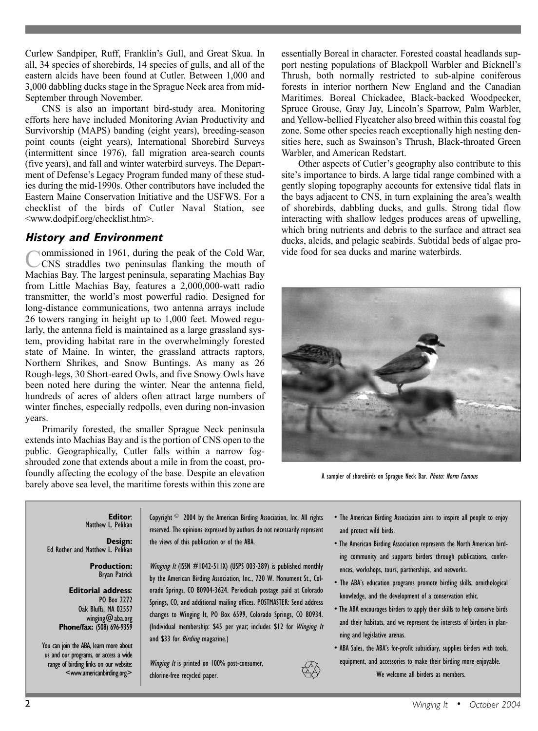Curlew Sandpiper, Ruff, Franklin's Gull, and Great Skua. In all, 34 species of shorebirds, 14 species of gulls, and all of the eastern alcids have been found at Cutler. Between 1,000 and 3,000 dabbling ducks stage in the Sprague Neck area from mid-September through November.

CNS is also an important bird-study area. Monitoring efforts here have included Monitoring Avian Productivity and Survivorship (MAPS) banding (eight years), breeding-season point counts (eight years), International Shorebird Surveys (intermittent since 1976), fall migration area-search counts (five years), and fall and winter waterbird surveys. The Department of Defense's Legacy Program funded many of these studies during the mid-1990s. Other contributors have included the Eastern Maine Conservation Initiative and the USFWS. For a checklist of the birds of Cutler Naval Station, see <www.dodpif.org/checklist.htm>.

## History and Environment

Commissioned in 1961, during the peak of the Cold War, CNS straddles two peninsulas flanking the mouth of Machias Bay. The largest peninsula, separating Machias Bay from Little Machias Bay, features a 2,000,000-watt radio transmitter, the world's most powerful radio. Designed for long-distance communications, two antenna arrays include 26 towers ranging in height up to 1,000 feet. Mowed regularly, the antenna field is maintained as a large grassland system, providing habitat rare in the overwhelmingly forested state of Maine. In winter, the grassland attracts raptors, Northern Shrikes, and Snow Buntings. As many as 26 Rough-legs, 30 Short-eared Owls, and five Snowy Owls have been noted here during the winter. Near the antenna field, hundreds of acres of alders often attract large numbers of winter finches, especially redpolls, even during non-invasion years.

Primarily forested, the smaller Sprague Neck peninsula extends into Machias Bay and is the portion of CNS open to the public. Geographically, Cutler falls within a narrow fog-shrouded zone that extends about a mile in from the coast, profoundly affecting the ecology of the base. Despite an elevation barely above sea level, the maritime forests within this zone are essentially Boreal in character. Forested coastal headlands support nesting populations of Blackpoll Warbler and Bicknell's Thrush, both normally restricted to sub-alpine coniferous forests in interior northern New England and the Canadian Maritimes. Boreal Chickadee, Black-backed Woodpecker, Spruce Grouse, Gray Jay, Lincoln's Sparrow, Palm Warbler, and Yellow-bellied Flycatcher also breed within this coastal fog zone. Some other species reach exceptionally high nesting densities here, such as Swainson's Thrush, Black-throated Green Warbler, and American Redstart.

Other aspects of Cutler's geography also contribute to this site's importance to birds. A large tidal range combined with a gently sloping topography accounts for extensive tidal flats in the bays adjacent to CNS, in turn explaining the area's wealth of shorebirds, dabbling ducks, and gulls. Strong tidal flow interacting with shallow ledges produces areas of upwelling, which bring nutrients and debris to the surface and attract sea ducks, alcids, and pelagic seabirds. Subtidal beds of algae provide food for sea ducks and marine waterbirds.

A sampler of shorebirds on Sprague Neck Bar. *Photo: Norm Famous*

---

**Editor**: Matthew L. Pelikan

**Design:** Ed Rother and Matthew L. Pelikan

**Production:** Bryan Patrick

**Editorial address**: PO Box 2272 Oak Bluffs, MA 02557 winging@aba.org
**Phone/fax:** (508) 696-9359

You can join the ABA, learn more about us and our programs, or access a wide range of birding links on our website: <www.americanbirding.org>

Copyright © 2004 by the American Birding Association, Inc. All rights reserved. The opinions expressed by authors do not necessarily represent the views of this publication or of the ABA.

*Winging It* (ISSN #1042-511X) (USPS 003-289) is published monthly by the American Birding Association, Inc., 720 W. Monument St., Colorado Springs, CO 80904-3624. Periodicals postage paid at Colorado Springs, CO, and additional mailing offices. POSTMASTER: Send address changes to Winging It, PO Box 6599, Colorado Springs, CO 80934. (Individual membership: $45 per year; includes $12 for *Winging It* and $33 for *Birding* magazine.)

*Winging It* is printed on 100% post-consumer, chlorine-free recycled paper.

- The American Birding Association aims to inspire all people to enjoy and protect wild birds.
- The American Birding Association represents the North American birding community and supports birders through publications, conferences, workshops, tours, partnerships, and networks.
- The ABA's education programs promote birding skills, ornithological knowledge, and the development of a conservation ethic.
- The ABA encourages birders to apply their skills to help conserve birds and their habitats, and we represent the interests of birders in planning and legislative arenas.
- ABA Sales, the ABA's for-profit subsidiary, supplies birders with tools, equipment, and accessories to make their birding more enjoyable.

We welcome all birders as members.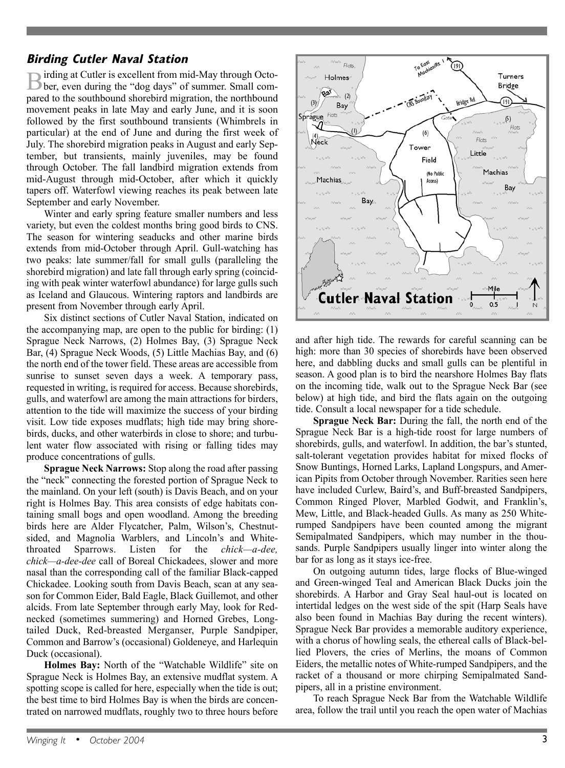## Birding Cutler Naval Station

Birding at Cutler is excellent from mid-May through October, even during the "dog days" of summer. Small compared to the southbound shorebird migration, the northbound movement peaks in late May and early June, and it is soon followed by the first southbound transients (Whimbrels in particular) at the end of June and during the first week of July. The shorebird migration peaks in August and early September, but transients, mainly juveniles, may be found through October. The fall landbird migration extends from mid-August through mid-October, after which it quickly tapers off. Waterfowl viewing reaches its peak between late September and early November.

Winter and early spring feature smaller numbers and less variety, but even the coldest months bring good birds to CNS. The season for wintering seaducks and other marine birds extends from mid-October through April. Gull-watching has two peaks: late summer/fall for small gulls (paralleling the shorebird migration) and late fall through early spring (coinciding with peak winter waterfowl abundance) for large gulls such as Iceland and Glaucous. Wintering raptors and landbirds are present from November through early April.

Six distinct sections of Cutler Naval Station, indicated on the accompanying map, are open to the public for birding: (1) Sprague Neck Narrows, (2) Holmes Bay, (3) Sprague Neck Bar, (4) Sprague Neck Woods, (5) Little Machias Bay, and (6) the north end of the tower field. These areas are accessible from sunrise to sunset seven days a week. A temporary pass, requested in writing, is required for access. Because shorebirds, gulls, and waterfowl are among the main attractions for birders, attention to the tide will maximize the success of your birding visit. Low tide exposes mudflats; high tide may bring shorebirds, ducks, and other waterbirds in close to shore; and turbulent water flow associated with rising or falling tides may produce concentrations of gulls.

**Sprague Neck Narrows:** Stop along the road after passing the "neck" connecting the forested portion of Sprague Neck to the mainland. On your left (south) is Davis Beach, and on your right is Holmes Bay. This area consists of edge habitats containing small bogs and open woodland. Among the breeding birds here are Alder Flycatcher, Palm, Wilson's, Chestnut-sided, and Magnolia Warblers, and Lincoln's and White-throated Sparrows. Listen for the *chick—a-dee, chick—a-dee-dee* call of Boreal Chickadees, slower and more nasal than the corresponding call of the familiar Black-capped Chickadee. Looking south from Davis Beach, scan at any season for Common Eider, Bald Eagle, Black Guillemot, and other alcids. From late September through early May, look for Red-necked (sometimes summering) and Horned Grebes, Long-tailed Duck, Red-breasted Merganser, Purple Sandpiper, Common and Barrow's (occasional) Goldeneye, and Harlequin Duck (occasional).

**Holmes Bay:** North of the "Watchable Wildlife" site on Sprague Neck is Holmes Bay, an extensive mudflat system. A spotting scope is called for here, especially when the tide is out; the best time to bird Holmes Bay is when the birds are concentrated on narrowed mudflats, roughly two to three hours before and after high tide. The rewards for careful scanning can be high: more than 30 species of shorebirds have been observed here, and dabbling ducks and small gulls can be plentiful in season. A good plan is to bird the nearshore Holmes Bay flats on the incoming tide, walk out to the Sprague Neck Bar (see below) at high tide, and bird the flats again on the outgoing tide. Consult a local newspaper for a tide schedule.

**Sprague Neck Bar:** During the fall, the north end of the Sprague Neck Bar is a high-tide roost for large numbers of shorebirds, gulls, and waterfowl. In addition, the bar's stunted, salt-tolerant vegetation provides habitat for mixed flocks of Snow Buntings, Horned Larks, Lapland Longspurs, and American Pipits from October through November. Rarities seen here have included Curlew, Baird's, and Buff-breasted Sandpipers, Common Ringed Plover, Marbled Godwit, and Franklin's, Mew, Little, and Black-headed Gulls. As many as 250 White-rumped Sandpipers have been counted among the migrant Semipalmated Sandpipers, which may number in the thousands. Purple Sandpipers usually linger into winter along the bar for as long as it stays ice-free.

On outgoing autumn tides, large flocks of Blue-winged and Green-winged Teal and American Black Ducks join the shorebirds. A Harbor and Gray Seal haul-out is located on intertidal ledges on the west side of the spit (Harp Seals have also been found in Machias Bay during the recent winters). Sprague Neck Bar provides a memorable auditory experience, with a chorus of howling seals, the ethereal calls of Black-bellied Plovers, the cries of Merlins, the moans of Common Eiders, the metallic notes of White-rumped Sandpipers, and the racket of a thousand or more chirping Semipalmated Sandpipers, all in a pristine environment.

To reach Sprague Neck Bar from the Watchable Wildlife area, follow the trail until you reach the open water of Machias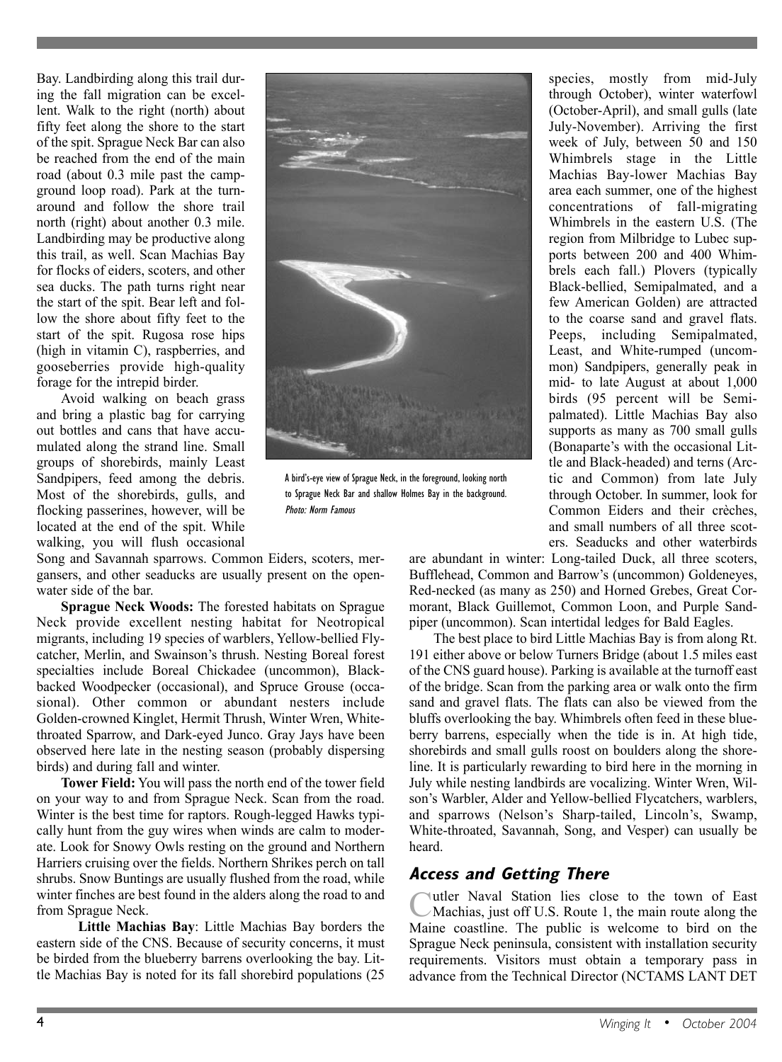Bay. Landbirding along this trail during the fall migration can be excellent. Walk to the right (north) about fifty feet along the shore to the start of the spit. Sprague Neck Bar can also be reached from the end of the main road (about 0.3 mile past the campground loop road). Park at the turnaround and follow the shore trail north (right) about another 0.3 mile. Landbirding may be productive along this trail, as well. Scan Machias Bay for flocks of eiders, scoters, and other sea ducks. The path turns right near the start of the spit. Bear left and follow the shore about fifty feet to the start of the spit. Rugosa rose hips (high in vitamin C), raspberries, and gooseberries provide high-quality forage for the intrepid birder.

Avoid walking on beach grass and bring a plastic bag for carrying out bottles and cans that have accumulated along the strand line. Small groups of shorebirds, mainly Least Sandpipers, feed among the debris. Most of the shorebirds, gulls, and flocking passerines, however, will be located at the end of the spit. While walking, you will flush occasional Song and Savannah sparrows. Common Eiders, scoters, mergansers, and other seaducks are usually present on the open-water side of the bar.

A bird's-eye view of Sprague Neck, in the foreground, looking north to Sprague Neck Bar and shallow Holmes Bay in the background. *Photo: Norm Famous*

**Sprague Neck Woods:** The forested habitats on Sprague Neck provide excellent nesting habitat for Neotropical migrants, including 19 species of warblers, Yellow-bellied Flycatcher, Merlin, and Swainson's thrush. Nesting Boreal forest specialties include Boreal Chickadee (uncommon), Black-backed Woodpecker (occasional), and Spruce Grouse (occasional). Other common or abundant nesters include Golden-crowned Kinglet, Hermit Thrush, Winter Wren, White-throated Sparrow, and Dark-eyed Junco. Gray Jays have been observed here late in the nesting season (probably dispersing birds) and during fall and winter.

**Tower Field:** You will pass the north end of the tower field on your way to and from Sprague Neck. Scan from the road. Winter is the best time for raptors. Rough-legged Hawks typically hunt from the guy wires when winds are calm to moderate. Look for Snowy Owls resting on the ground and Northern Harriers cruising over the fields. Northern Shrikes perch on tall shrubs. Snow Buntings are usually flushed from the road, while winter finches are best found in the alders along the road to and from Sprague Neck.

**Little Machias Bay**: Little Machias Bay borders the eastern side of the CNS. Because of security concerns, it must be birded from the blueberry barrens overlooking the bay. Little Machias Bay is noted for its fall shorebird populations (25 species, mostly from mid-July through October), winter waterfowl (October-April), and small gulls (late July-November). Arriving the first week of July, between 50 and 150 Whimbrels stage in the Little Machias Bay-lower Machias Bay area each summer, one of the highest concentrations of fall-migrating Whimbrels in the eastern U.S. (The region from Milbridge to Lubec supports between 200 and 400 Whimbrels each fall.) Plovers (typically Black-bellied, Semipalmated, and a few American Golden) are attracted to the coarse sand and gravel flats. Peeps, including Semipalmated, Least, and White-rumped (uncommon) Sandpipers, generally peak in mid- to late August at about 1,000 birds (95 percent will be Semipalmated). Little Machias Bay also supports as many as 700 small gulls (Bonaparte's with the occasional Little and Black-headed) and terns (Arctic and Common) from late July through October. In summer, look for Common Eiders and their crèches, and small numbers of all three scoters. Seaducks and other waterbirds are abundant in winter: Long-tailed Duck, all three scoters, Bufflehead, Common and Barrow's (uncommon) Goldeneyes, Red-necked (as many as 250) and Horned Grebes, Great Cormorant, Black Guillemot, Common Loon, and Purple Sandpiper (uncommon). Scan intertidal ledges for Bald Eagles.

The best place to bird Little Machias Bay is from along Rt. 191 either above or below Turners Bridge (about 1.5 miles east of the CNS guard house). Parking is available at the turnoff east of the bridge. Scan from the parking area or walk onto the firm sand and gravel flats. The flats can also be viewed from the bluffs overlooking the bay. Whimbrels often feed in these blueberry barrens, especially when the tide is in. At high tide, shorebirds and small gulls roost on boulders along the shoreline. It is particularly rewarding to bird here in the morning in July while nesting landbirds are vocalizing. Winter Wren, Wilson's Warbler, Alder and Yellow-bellied Flycatchers, warblers, and sparrows (Nelson's Sharp-tailed, Lincoln's, Swamp, White-throated, Savannah, Song, and Vesper) can usually be heard.

## Access and Getting There

Cutler Naval Station lies close to the town of East Machias, just off U.S. Route 1, the main route along the Maine coastline. The public is welcome to bird on the Sprague Neck peninsula, consistent with installation security requirements. Visitors must obtain a temporary pass in advance from the Technical Director (NCTAMS LANT DET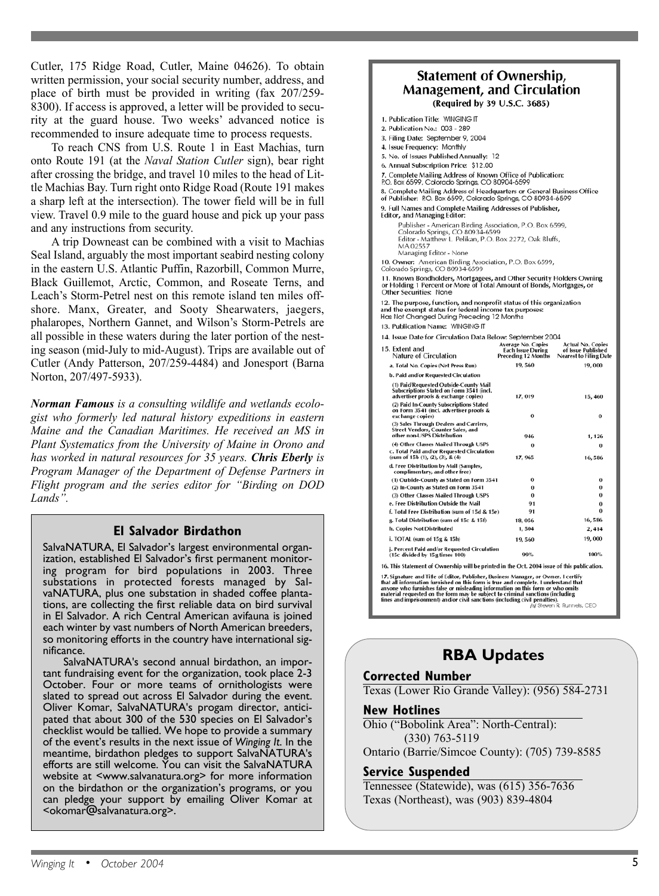Cutler, 175 Ridge Road, Cutler, Maine 04626). To obtain written permission, your social security number, address, and place of birth must be provided in writing (fax 207/259-8300). If access is approved, a letter will be provided to security at the guard house. Two weeks' advanced notice is recommended to insure adequate time to process requests.

To reach CNS from U.S. Route 1 in East Machias, turn onto Route 191 (at the *Naval Station Cutler* sign), bear right after crossing the bridge, and travel 10 miles to the head of Little Machias Bay. Turn right onto Ridge Road (Route 191 makes a sharp left at the intersection). The tower field will be in full view. Travel 0.9 mile to the guard house and pick up your pass and any instructions from security.

A trip Downeast can be combined with a visit to Machias Seal Island, arguably the most important seabird nesting colony in the eastern U.S. Atlantic Puffin, Razorbill, Common Murre, Black Guillemot, Arctic, Common, and Roseate Terns, and Leach's Storm-Petrel nest on this remote island ten miles offshore. Manx, Greater, and Sooty Shearwaters, jaegers, phalaropes, Northern Gannet, and Wilson's Storm-Petrels are all possible in these waters during the later portion of the nesting season (mid-July to mid-August). Trips are available out of Cutler (Andy Patterson, 207/259-4484) and Jonesport (Barna Norton, 207/497-5933).

***Norman Famous*** *is a consulting wildlife and wetlands ecologist who formerly led natural history expeditions in eastern Maine and the Canadian Maritimes. He received an MS in Plant Systematics from the University of Maine in Orono and has worked in natural resources for 35 years.* ***Chris Eberly*** *is Program Manager of the Department of Defense Partners in Flight program and the series editor for "Birding on DOD Lands".*

## El Salvador Birdathon

SalvaNATURA, El Salvador's largest environmental organization, established El Salvador's first permanent monitoring program for bird populations in 2003. Three substations in protected forests managed by SalvaNATURA, plus one substation in shaded coffee plantations, are collecting the first reliable data on bird survival in El Salvador. A rich Central American avifauna is joined each winter by vast numbers of North American breeders, so monitoring efforts in the country have international significance.

SalvaNATURA's second annual birdathon, an important fundraising event for the organization, took place 2-3 October. Four or more teams of ornithologists were slated to spread out across El Salvador during the event. Oliver Komar, SalvaNATURA's progam director, anticipated that about 300 of the 530 species on El Salvador's checklist would be tallied. We hope to provide a summary of the event's results in the next issue of *Winging It*. In the meantime, birdathon pledges to support SalvaNATURA's efforts are still welcome. You can visit the SalvaNATURA website at <www.salvanatura.org> for more information on the birdathon or the organization's programs, or you can pledge your support by emailing Oliver Komar at <okomar@salvanatura.org>.

## Statement of Ownership, Management, and Circulation

**(Required by 39 U.S.C. 3685)**

1. Publication Title: WINGING IT
2. Publication No.: 003 - 289
3. Filing Date: September 9, 2004
4. Issue Frequency: Monthly
5. No. of Issues Published Annually: 12
6. Annual Subscription Price: $12.00
7. Complete Mailing Address of Known Office of Publication: P.O. Box 6599, Colorado Springs, CO 80904-6599
8. Complete Mailing Address of Headquarters or General Business Office of Publisher: P.O. Box 6599, Colorado Springs, CO 80934-6599
9. Full Names and Complete Mailing Addresses of Publisher, Editor, and Managing Editor:
   Publisher - American Birding Association, P.O. Box 6599, Colorado Springs, CO 80934-6599
   Editor - Matthew L. Pelikan, P.O. Box 2272, Oak Bluffs, MA 02557
   Managing Editor - None
10. Owner: American Birding Association, P.O. Box 6599, Colorado Springs, CO 80934-6599
11. Known Bondholders, Mortgagees, and Other Security Holders Owning or Holding 1 Percent or More of Total Amount of Bonds, Mortgages, or Other Securities: None
12. The purpose, function, and nonprofit status of this organization and the exempt status for federal income tax purposes: Has Not Changed During Preceding 12 Months
13. Publication Name: WINGING IT
14. Issue Date for Circulation Data Below: September 2004

| 15. Extent and Nature of Circulation | Average No. Copies Each Issue During Preceding 12 Months | Actual No. Copies of Issue Published Nearest to Filing Date |
|---|---|---|
| a. Total No. Copies (Net Press Run) | 19, 560 | 19, 000 |
| b. Paid and/or Requested Circulation | | |
| (1) Paid/Requested Outside-County Mail Subscriptions Stated on Form 3541 (incl. advertiser proofs & exchange copies) | 17, 019 | 15, 460 |
| (2) Paid In-County Subscriptions Stated on Form 3541 (incl. advertiser proofs & exchange copies) | 0 | 0 |
| (3) Sales Through Dealers and Carriers, Street Vendors, Counter Sales, and other non-USPS Distribution | 946 | 1, 126 |
| (4) Other Classes Mailed Through USPS | 0 | 0 |
| c. Total Paid and/or Requested Circulation (sum of 15b (1), (2), (3), & (4) | 17, 965 | 16, 586 |
| d. Free Distribution by Mail (Samples, complimentary, and other free) | | |
| (1) Outside-County as Stated on Form 3541 | 0 | 0 |
| (2) In-County as Stated on Form 3541 | 0 | 0 |
| (3) Other Classes Mailed Through USPS | 0 | 0 |
| e. Free Distribution Outside the Mail | 91 | 0 |
| f. Total Free Distribution (sum of 15d & 15e) | 91 | 0 |
| g. Total Distribution (sum of 15c & 15f) | 18, 056 | 16, 586 |
| h. Copies Not Distributed | 1, 504 | 2, 414 |
| i. TOTAL (sum of 15g & 15h) | 19, 560 | 19, 000 |
| j. Percent Paid and/or Requested Circulation (15c divided by 15g times 100) | 99% | 100% |

16. This Statement of Ownership will be printed in the Oct. 2004 issue of this publication.

17. Signature and Title of Editor, Publisher, Business Manager, or Owner. I certify that all information furnished on this form is true and complete. I understand that anyone who furnishes false or misleading information on this form or who omits material requested on the form may be subject to criminal sanctions (including fines and imprisonment) and/or civil sanctions (including civil penalties).
/s/ Steven R. Runnels, CEO

## RBA Updates

### Corrected Number

Texas (Lower Rio Grande Valley): (956) 584-2731

### New Hotlines

Ohio ("Bobolink Area": North-Central): (330) 763-5119
Ontario (Barrie/Simcoe County): (705) 739-8585

### Service Suspended

Tennessee (Statewide), was (615) 356-7636
Texas (Northeast), was (903) 839-4804